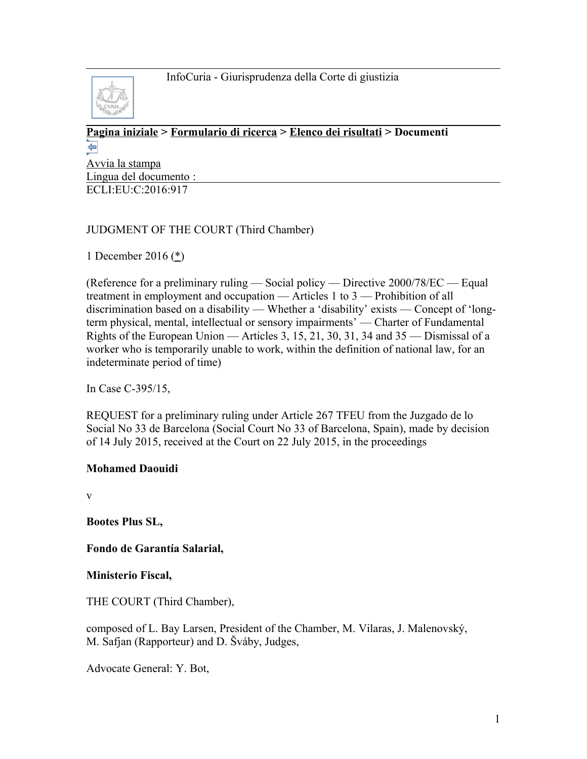InfoCuria - Giurisprudenza della Corte di giustizia

**Pagina iniziale > Formulario di ricerca > Elenco dei risultati > Documenti**

Avvia la stampa

Lingua del documento :

ECLI:EU:C:2016:917

JUDGMENT OF THE COURT (Third Chamber)

1 December 2016 (*)

(Reference for a preliminary ruling — Social policy — Directive 2000/78/EC — Equal treatment in employment and occupation — Articles 1 to 3 — Prohibition of all discrimination based on a disability — Whether a 'disability' exists — Concept of 'long-term physical, mental, intellectual or sensory impairments' — Charter of Fundamental Rights of the European Union — Articles 3, 15, 21, 30, 31, 34 and 35 — Dismissal of a worker who is temporarily unable to work, within the definition of national law, for an indeterminate period of time)

In Case C-395/15,

REQUEST for a preliminary ruling under Article 267 TFEU from the Juzgado de lo Social No 33 de Barcelona (Social Court No 33 of Barcelona, Spain), made by decision of 14 July 2015, received at the Court on 22 July 2015, in the proceedings

**Mohamed Daouidi**

v

**Bootes Plus SL,**

**Fondo de Garantía Salarial,**

**Ministerio Fiscal,**

THE COURT (Third Chamber),

composed of L. Bay Larsen, President of the Chamber, M. Vilaras, J. Malenovský, M. Safjan (Rapporteur) and D. Šváby, Judges,

Advocate General: Y. Bot,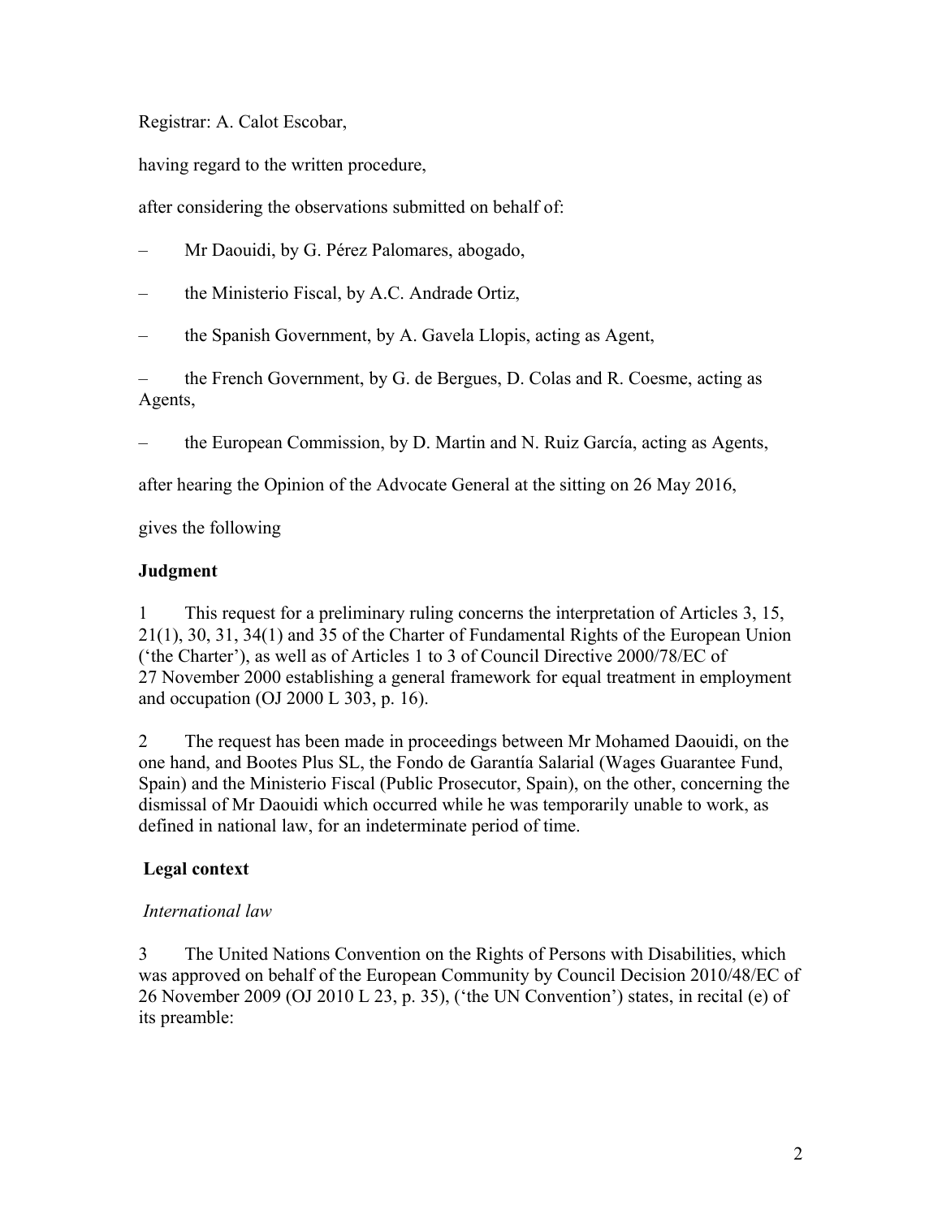Registrar: A. Calot Escobar,

having regard to the written procedure,

after considering the observations submitted on behalf of:

– Mr Daouidi, by G. Pérez Palomares, abogado,

– the Ministerio Fiscal, by A.C. Andrade Ortiz,

– the Spanish Government, by A. Gavela Llopis, acting as Agent,

– the French Government, by G. de Bergues, D. Colas and R. Coesme, acting as Agents,

– the European Commission, by D. Martin and N. Ruiz García, acting as Agents,

after hearing the Opinion of the Advocate General at the sitting on 26 May 2016,

gives the following

## Judgment

1 This request for a preliminary ruling concerns the interpretation of Articles 3, 15, 21(1), 30, 31, 34(1) and 35 of the Charter of Fundamental Rights of the European Union ('the Charter'), as well as of Articles 1 to 3 of Council Directive 2000/78/EC of 27 November 2000 establishing a general framework for equal treatment in employment and occupation (OJ 2000 L 303, p. 16).

2 The request has been made in proceedings between Mr Mohamed Daouidi, on the one hand, and Bootes Plus SL, the Fondo de Garantía Salarial (Wages Guarantee Fund, Spain) and the Ministerio Fiscal (Public Prosecutor, Spain), on the other, concerning the dismissal of Mr Daouidi which occurred while he was temporarily unable to work, as defined in national law, for an indeterminate period of time.

## Legal context

### *International law*

3 The United Nations Convention on the Rights of Persons with Disabilities, which was approved on behalf of the European Community by Council Decision 2010/48/EC of 26 November 2009 (OJ 2010 L 23, p. 35), ('the UN Convention') states, in recital (e) of its preamble: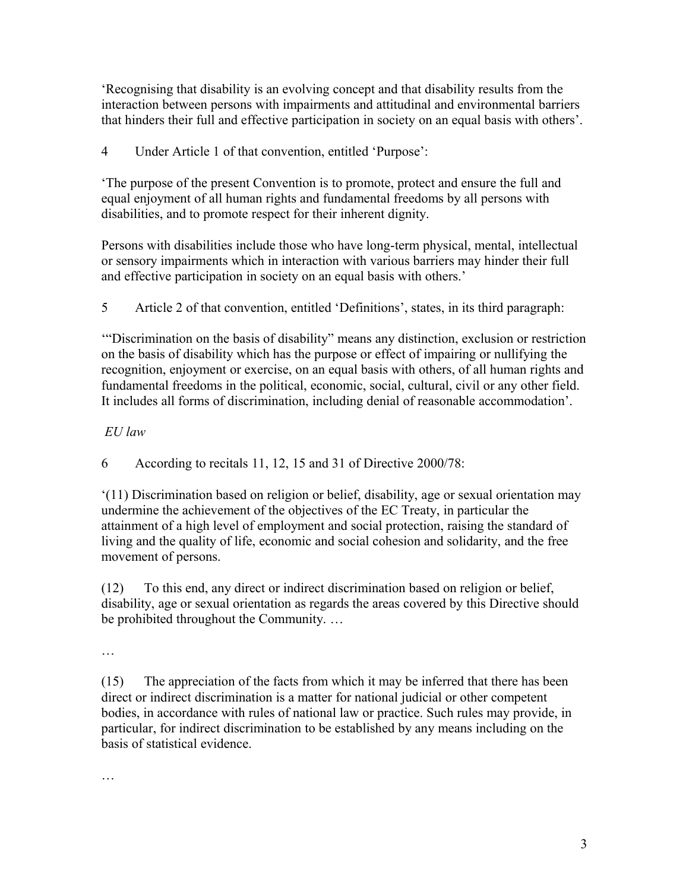'Recognising that disability is an evolving concept and that disability results from the interaction between persons with impairments and attitudinal and environmental barriers that hinders their full and effective participation in society on an equal basis with others'.

4 Under Article 1 of that convention, entitled 'Purpose':

'The purpose of the present Convention is to promote, protect and ensure the full and equal enjoyment of all human rights and fundamental freedoms by all persons with disabilities, and to promote respect for their inherent dignity.

Persons with disabilities include those who have long-term physical, mental, intellectual or sensory impairments which in interaction with various barriers may hinder their full and effective participation in society on an equal basis with others.'

5 Article 2 of that convention, entitled 'Definitions', states, in its third paragraph:

'"Discrimination on the basis of disability" means any distinction, exclusion or restriction on the basis of disability which has the purpose or effect of impairing or nullifying the recognition, enjoyment or exercise, on an equal basis with others, of all human rights and fundamental freedoms in the political, economic, social, cultural, civil or any other field. It includes all forms of discrimination, including denial of reasonable accommodation'.

*EU law*

6 According to recitals 11, 12, 15 and 31 of Directive 2000/78:

'(11) Discrimination based on religion or belief, disability, age or sexual orientation may undermine the achievement of the objectives of the EC Treaty, in particular the attainment of a high level of employment and social protection, raising the standard of living and the quality of life, economic and social cohesion and solidarity, and the free movement of persons.

(12) To this end, any direct or indirect discrimination based on religion or belief, disability, age or sexual orientation as regards the areas covered by this Directive should be prohibited throughout the Community. …

…

(15) The appreciation of the facts from which it may be inferred that there has been direct or indirect discrimination is a matter for national judicial or other competent bodies, in accordance with rules of national law or practice. Such rules may provide, in particular, for indirect discrimination to be established by any means including on the basis of statistical evidence.

…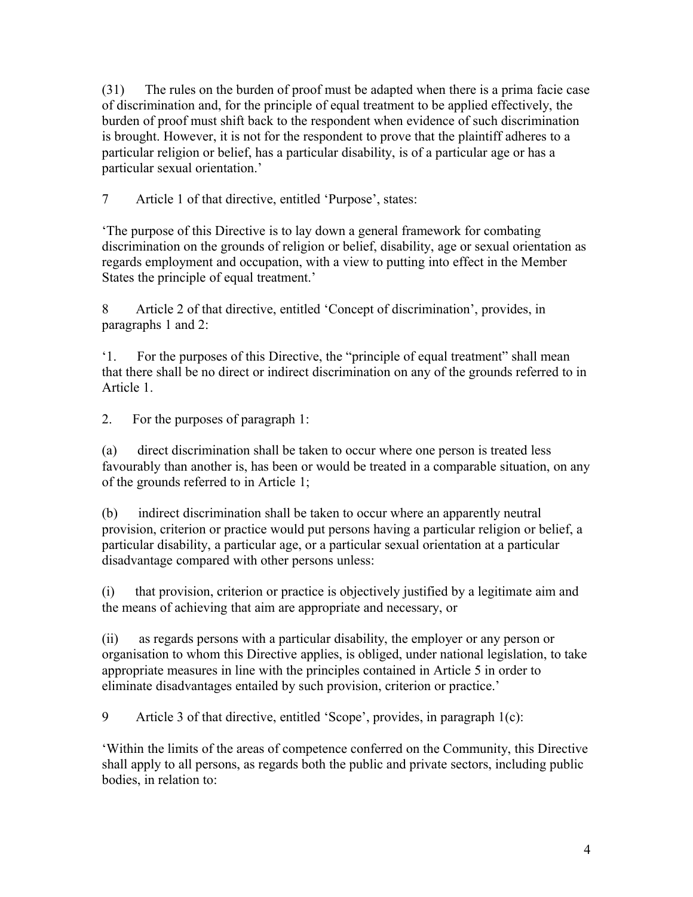(31) The rules on the burden of proof must be adapted when there is a prima facie case of discrimination and, for the principle of equal treatment to be applied effectively, the burden of proof must shift back to the respondent when evidence of such discrimination is brought. However, it is not for the respondent to prove that the plaintiff adheres to a particular religion or belief, has a particular disability, is of a particular age or has a particular sexual orientation.'

7 Article 1 of that directive, entitled 'Purpose', states:

'The purpose of this Directive is to lay down a general framework for combating discrimination on the grounds of religion or belief, disability, age or sexual orientation as regards employment and occupation, with a view to putting into effect in the Member States the principle of equal treatment.'

8 Article 2 of that directive, entitled 'Concept of discrimination', provides, in paragraphs 1 and 2:

'1. For the purposes of this Directive, the "principle of equal treatment" shall mean that there shall be no direct or indirect discrimination on any of the grounds referred to in Article 1.

2. For the purposes of paragraph 1:

(a) direct discrimination shall be taken to occur where one person is treated less favourably than another is, has been or would be treated in a comparable situation, on any of the grounds referred to in Article 1;

(b) indirect discrimination shall be taken to occur where an apparently neutral provision, criterion or practice would put persons having a particular religion or belief, a particular disability, a particular age, or a particular sexual orientation at a particular disadvantage compared with other persons unless:

(i) that provision, criterion or practice is objectively justified by a legitimate aim and the means of achieving that aim are appropriate and necessary, or

(ii) as regards persons with a particular disability, the employer or any person or organisation to whom this Directive applies, is obliged, under national legislation, to take appropriate measures in line with the principles contained in Article 5 in order to eliminate disadvantages entailed by such provision, criterion or practice.'

9 Article 3 of that directive, entitled 'Scope', provides, in paragraph 1(c):

'Within the limits of the areas of competence conferred on the Community, this Directive shall apply to all persons, as regards both the public and private sectors, including public bodies, in relation to: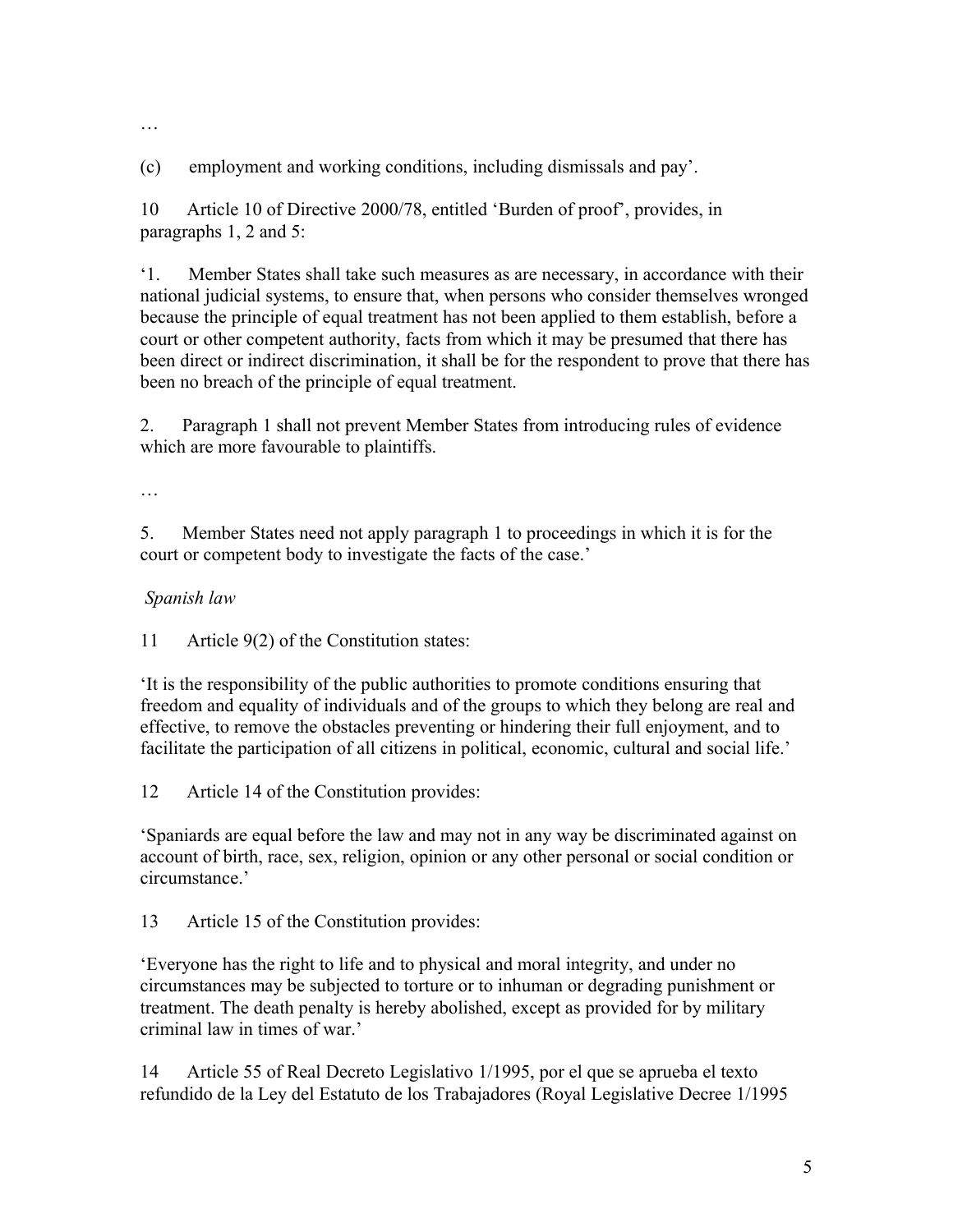…

(c) employment and working conditions, including dismissals and pay'.

10 Article 10 of Directive 2000/78, entitled 'Burden of proof', provides, in paragraphs 1, 2 and 5:

'1. Member States shall take such measures as are necessary, in accordance with their national judicial systems, to ensure that, when persons who consider themselves wronged because the principle of equal treatment has not been applied to them establish, before a court or other competent authority, facts from which it may be presumed that there has been direct or indirect discrimination, it shall be for the respondent to prove that there has been no breach of the principle of equal treatment.

2. Paragraph 1 shall not prevent Member States from introducing rules of evidence which are more favourable to plaintiffs.

…

5. Member States need not apply paragraph 1 to proceedings in which it is for the court or competent body to investigate the facts of the case.'

*Spanish law*

11 Article 9(2) of the Constitution states:

'It is the responsibility of the public authorities to promote conditions ensuring that freedom and equality of individuals and of the groups to which they belong are real and effective, to remove the obstacles preventing or hindering their full enjoyment, and to facilitate the participation of all citizens in political, economic, cultural and social life.'

12 Article 14 of the Constitution provides:

'Spaniards are equal before the law and may not in any way be discriminated against on account of birth, race, sex, religion, opinion or any other personal or social condition or circumstance.'

13 Article 15 of the Constitution provides:

'Everyone has the right to life and to physical and moral integrity, and under no circumstances may be subjected to torture or to inhuman or degrading punishment or treatment. The death penalty is hereby abolished, except as provided for by military criminal law in times of war.'

14 Article 55 of Real Decreto Legislativo 1/1995, por el que se aprueba el texto refundido de la Ley del Estatuto de los Trabajadores (Royal Legislative Decree 1/1995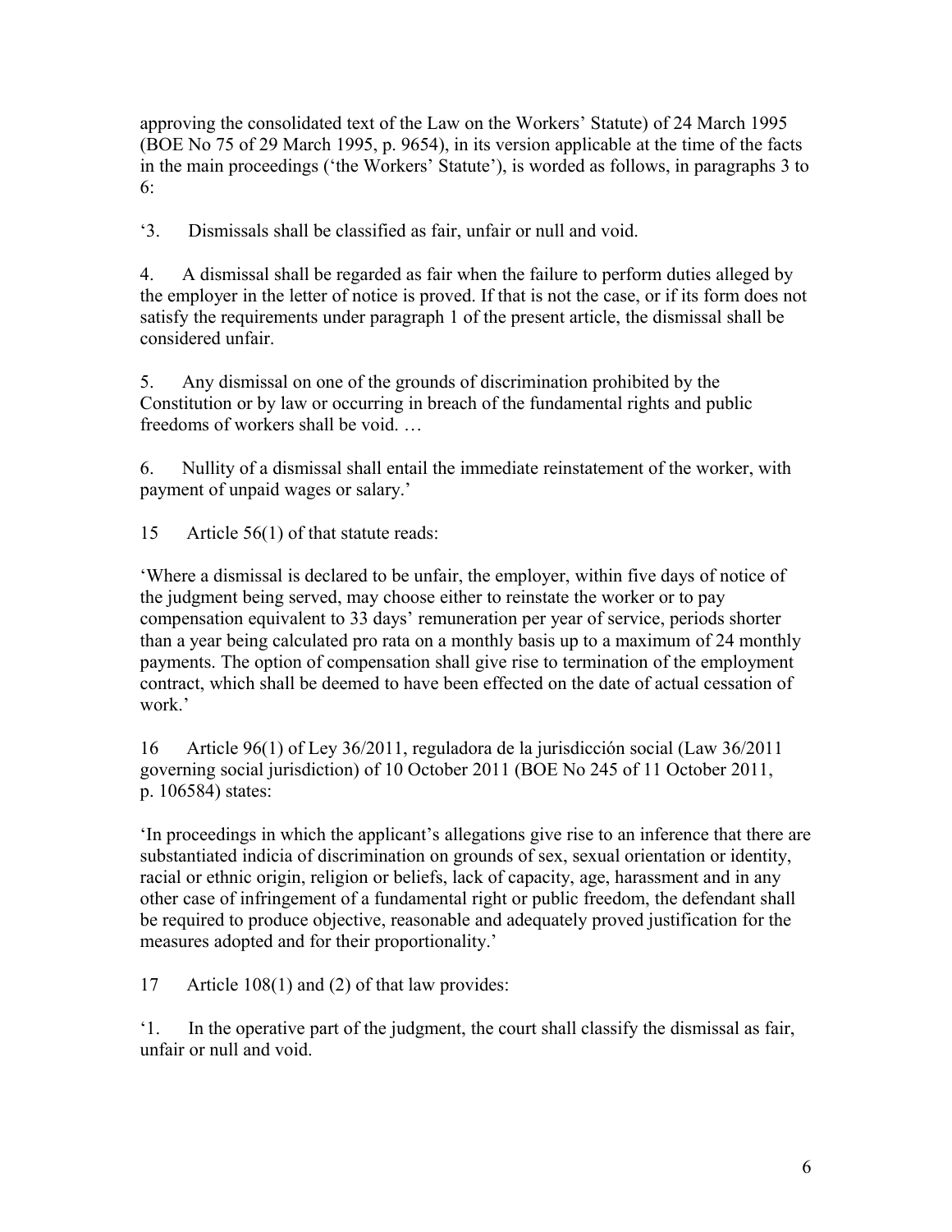approving the consolidated text of the Law on the Workers' Statute) of 24 March 1995 (BOE No 75 of 29 March 1995, p. 9654), in its version applicable at the time of the facts in the main proceedings ('the Workers' Statute'), is worded as follows, in paragraphs 3 to 6:

'3. Dismissals shall be classified as fair, unfair or null and void.

4. A dismissal shall be regarded as fair when the failure to perform duties alleged by the employer in the letter of notice is proved. If that is not the case, or if its form does not satisfy the requirements under paragraph 1 of the present article, the dismissal shall be considered unfair.

5. Any dismissal on one of the grounds of discrimination prohibited by the Constitution or by law or occurring in breach of the fundamental rights and public freedoms of workers shall be void. …

6. Nullity of a dismissal shall entail the immediate reinstatement of the worker, with payment of unpaid wages or salary.'

15 Article 56(1) of that statute reads:

'Where a dismissal is declared to be unfair, the employer, within five days of notice of the judgment being served, may choose either to reinstate the worker or to pay compensation equivalent to 33 days' remuneration per year of service, periods shorter than a year being calculated pro rata on a monthly basis up to a maximum of 24 monthly payments. The option of compensation shall give rise to termination of the employment contract, which shall be deemed to have been effected on the date of actual cessation of work.'

16 Article 96(1) of Ley 36/2011, reguladora de la jurisdicción social (Law 36/2011 governing social jurisdiction) of 10 October 2011 (BOE No 245 of 11 October 2011, p. 106584) states:

'In proceedings in which the applicant's allegations give rise to an inference that there are substantiated indicia of discrimination on grounds of sex, sexual orientation or identity, racial or ethnic origin, religion or beliefs, lack of capacity, age, harassment and in any other case of infringement of a fundamental right or public freedom, the defendant shall be required to produce objective, reasonable and adequately proved justification for the measures adopted and for their proportionality.'

17 Article 108(1) and (2) of that law provides:

'1. In the operative part of the judgment, the court shall classify the dismissal as fair, unfair or null and void.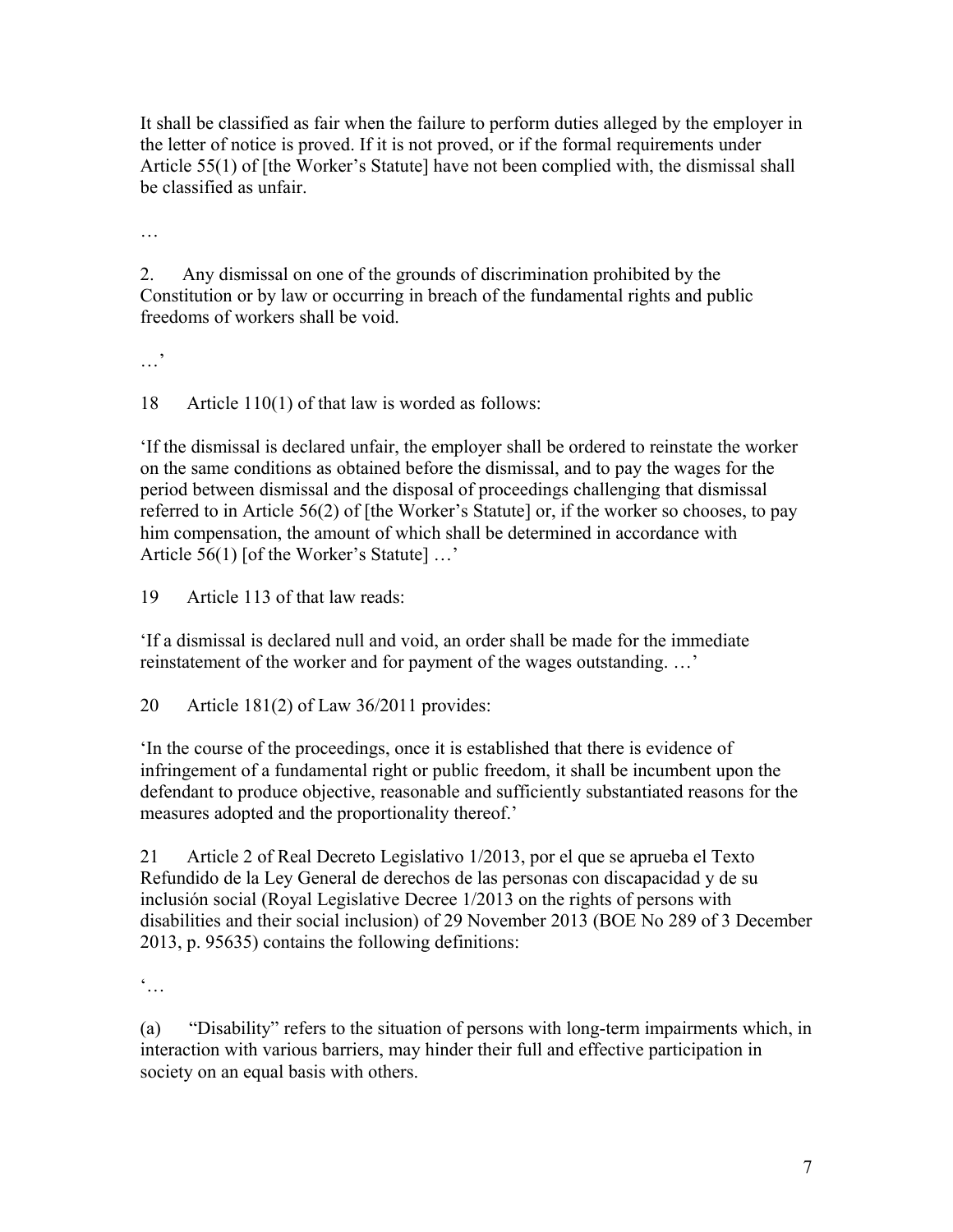It shall be classified as fair when the failure to perform duties alleged by the employer in the letter of notice is proved. If it is not proved, or if the formal requirements under Article 55(1) of [the Worker's Statute] have not been complied with, the dismissal shall be classified as unfair.

…

2. Any dismissal on one of the grounds of discrimination prohibited by the Constitution or by law or occurring in breach of the fundamental rights and public freedoms of workers shall be void.

…'

18 Article 110(1) of that law is worded as follows:

'If the dismissal is declared unfair, the employer shall be ordered to reinstate the worker on the same conditions as obtained before the dismissal, and to pay the wages for the period between dismissal and the disposal of proceedings challenging that dismissal referred to in Article 56(2) of [the Worker's Statute] or, if the worker so chooses, to pay him compensation, the amount of which shall be determined in accordance with Article 56(1) [of the Worker's Statute] …'

19 Article 113 of that law reads:

'If a dismissal is declared null and void, an order shall be made for the immediate reinstatement of the worker and for payment of the wages outstanding. …'

20 Article 181(2) of Law 36/2011 provides:

'In the course of the proceedings, once it is established that there is evidence of infringement of a fundamental right or public freedom, it shall be incumbent upon the defendant to produce objective, reasonable and sufficiently substantiated reasons for the measures adopted and the proportionality thereof.'

21 Article 2 of Real Decreto Legislativo 1/2013, por el que se aprueba el Texto Refundido de la Ley General de derechos de las personas con discapacidad y de su inclusión social (Royal Legislative Decree 1/2013 on the rights of persons with disabilities and their social inclusion) of 29 November 2013 (BOE No 289 of 3 December 2013, p. 95635) contains the following definitions:

'…

(a) "Disability" refers to the situation of persons with long-term impairments which, in interaction with various barriers, may hinder their full and effective participation in society on an equal basis with others.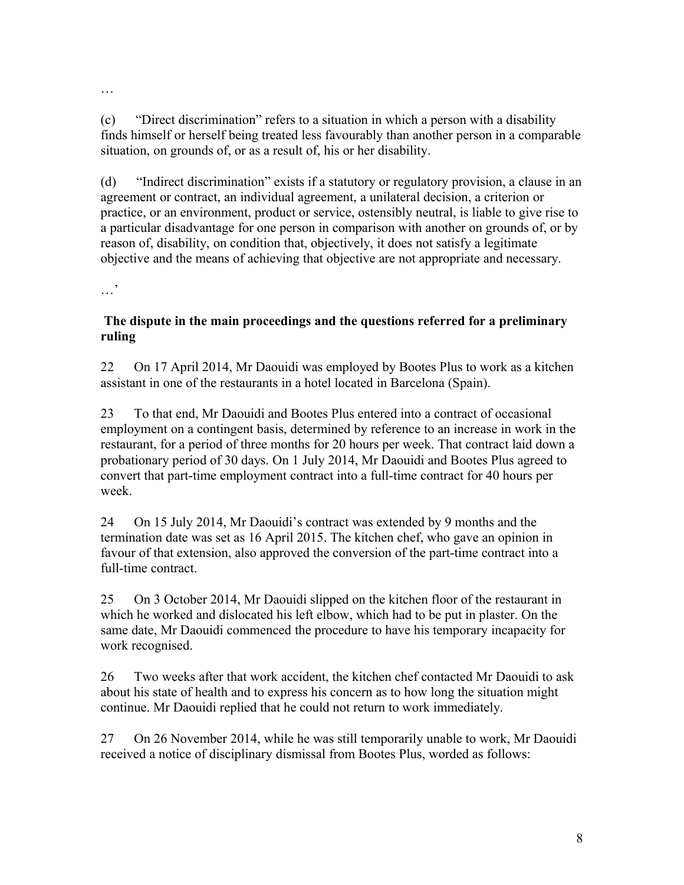…

(c) “Direct discrimination” refers to a situation in which a person with a disability finds himself or herself being treated less favourably than another person in a comparable situation, on grounds of, or as a result of, his or her disability.

(d) “Indirect discrimination” exists if a statutory or regulatory provision, a clause in an agreement or contract, an individual agreement, a unilateral decision, a criterion or practice, or an environment, product or service, ostensibly neutral, is liable to give rise to a particular disadvantage for one person in comparison with another on grounds of, or by reason of, disability, on condition that, objectively, it does not satisfy a legitimate objective and the means of achieving that objective are not appropriate and necessary.

…’

## The dispute in the main proceedings and the questions referred for a preliminary ruling

22 On 17 April 2014, Mr Daouidi was employed by Bootes Plus to work as a kitchen assistant in one of the restaurants in a hotel located in Barcelona (Spain).

23 To that end, Mr Daouidi and Bootes Plus entered into a contract of occasional employment on a contingent basis, determined by reference to an increase in work in the restaurant, for a period of three months for 20 hours per week. That contract laid down a probationary period of 30 days. On 1 July 2014, Mr Daouidi and Bootes Plus agreed to convert that part-time employment contract into a full-time contract for 40 hours per week.

24 On 15 July 2014, Mr Daouidi’s contract was extended by 9 months and the termination date was set as 16 April 2015. The kitchen chef, who gave an opinion in favour of that extension, also approved the conversion of the part-time contract into a full-time contract.

25 On 3 October 2014, Mr Daouidi slipped on the kitchen floor of the restaurant in which he worked and dislocated his left elbow, which had to be put in plaster. On the same date, Mr Daouidi commenced the procedure to have his temporary incapacity for work recognised.

26 Two weeks after that work accident, the kitchen chef contacted Mr Daouidi to ask about his state of health and to express his concern as to how long the situation might continue. Mr Daouidi replied that he could not return to work immediately.

27 On 26 November 2014, while he was still temporarily unable to work, Mr Daouidi received a notice of disciplinary dismissal from Bootes Plus, worded as follows: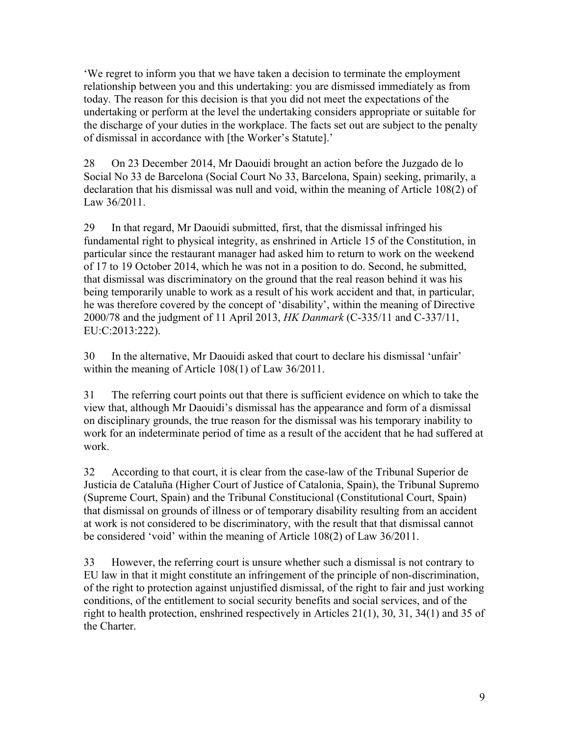'We regret to inform you that we have taken a decision to terminate the employment relationship between you and this undertaking: you are dismissed immediately as from today. The reason for this decision is that you did not meet the expectations of the undertaking or perform at the level the undertaking considers appropriate or suitable for the discharge of your duties in the workplace. The facts set out are subject to the penalty of dismissal in accordance with [the Worker's Statute].'

28 On 23 December 2014, Mr Daouidi brought an action before the Juzgado de lo Social No 33 de Barcelona (Social Court No 33, Barcelona, Spain) seeking, primarily, a declaration that his dismissal was null and void, within the meaning of Article 108(2) of Law 36/2011.

29 In that regard, Mr Daouidi submitted, first, that the dismissal infringed his fundamental right to physical integrity, as enshrined in Article 15 of the Constitution, in particular since the restaurant manager had asked him to return to work on the weekend of 17 to 19 October 2014, which he was not in a position to do. Second, he submitted, that dismissal was discriminatory on the ground that the real reason behind it was his being temporarily unable to work as a result of his work accident and that, in particular, he was therefore covered by the concept of 'disability', within the meaning of Directive 2000/78 and the judgment of 11 April 2013, *HK Danmark* (C‑335/11 and C‑337/11, EU:C:2013:222).

30 In the alternative, Mr Daouidi asked that court to declare his dismissal 'unfair' within the meaning of Article 108(1) of Law 36/2011.

31 The referring court points out that there is sufficient evidence on which to take the view that, although Mr Daouidi's dismissal has the appearance and form of a dismissal on disciplinary grounds, the true reason for the dismissal was his temporary inability to work for an indeterminate period of time as a result of the accident that he had suffered at work.

32 According to that court, it is clear from the case-law of the Tribunal Superior de Justicia de Cataluña (Higher Court of Justice of Catalonia, Spain), the Tribunal Supremo (Supreme Court, Spain) and the Tribunal Constitucional (Constitutional Court, Spain) that dismissal on grounds of illness or of temporary disability resulting from an accident at work is not considered to be discriminatory, with the result that that dismissal cannot be considered 'void' within the meaning of Article 108(2) of Law 36/2011.

33 However, the referring court is unsure whether such a dismissal is not contrary to EU law in that it might constitute an infringement of the principle of non-discrimination, of the right to protection against unjustified dismissal, of the right to fair and just working conditions, of the entitlement to social security benefits and social services, and of the right to health protection, enshrined respectively in Articles 21(1), 30, 31, 34(1) and 35 of the Charter.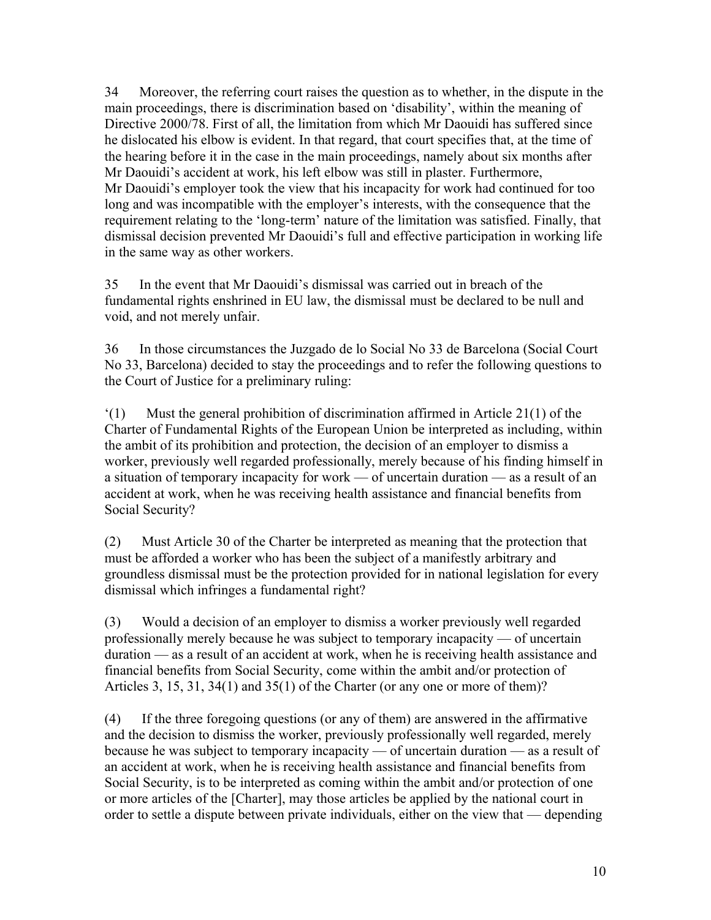34 Moreover, the referring court raises the question as to whether, in the dispute in the main proceedings, there is discrimination based on 'disability', within the meaning of Directive 2000/78. First of all, the limitation from which Mr Daouidi has suffered since he dislocated his elbow is evident. In that regard, that court specifies that, at the time of the hearing before it in the case in the main proceedings, namely about six months after Mr Daouidi's accident at work, his left elbow was still in plaster. Furthermore, Mr Daouidi's employer took the view that his incapacity for work had continued for too long and was incompatible with the employer's interests, with the consequence that the requirement relating to the 'long-term' nature of the limitation was satisfied. Finally, that dismissal decision prevented Mr Daouidi's full and effective participation in working life in the same way as other workers.

35 In the event that Mr Daouidi's dismissal was carried out in breach of the fundamental rights enshrined in EU law, the dismissal must be declared to be null and void, and not merely unfair.

36 In those circumstances the Juzgado de lo Social No 33 de Barcelona (Social Court No 33, Barcelona) decided to stay the proceedings and to refer the following questions to the Court of Justice for a preliminary ruling:

'(1) Must the general prohibition of discrimination affirmed in Article 21(1) of the Charter of Fundamental Rights of the European Union be interpreted as including, within the ambit of its prohibition and protection, the decision of an employer to dismiss a worker, previously well regarded professionally, merely because of his finding himself in a situation of temporary incapacity for work — of uncertain duration — as a result of an accident at work, when he was receiving health assistance and financial benefits from Social Security?

(2) Must Article 30 of the Charter be interpreted as meaning that the protection that must be afforded a worker who has been the subject of a manifestly arbitrary and groundless dismissal must be the protection provided for in national legislation for every dismissal which infringes a fundamental right?

(3) Would a decision of an employer to dismiss a worker previously well regarded professionally merely because he was subject to temporary incapacity — of uncertain duration — as a result of an accident at work, when he is receiving health assistance and financial benefits from Social Security, come within the ambit and/or protection of Articles 3, 15, 31, 34(1) and 35(1) of the Charter (or any one or more of them)?

(4) If the three foregoing questions (or any of them) are answered in the affirmative and the decision to dismiss the worker, previously professionally well regarded, merely because he was subject to temporary incapacity — of uncertain duration — as a result of an accident at work, when he is receiving health assistance and financial benefits from Social Security, is to be interpreted as coming within the ambit and/or protection of one or more articles of the [Charter], may those articles be applied by the national court in order to settle a dispute between private individuals, either on the view that — depending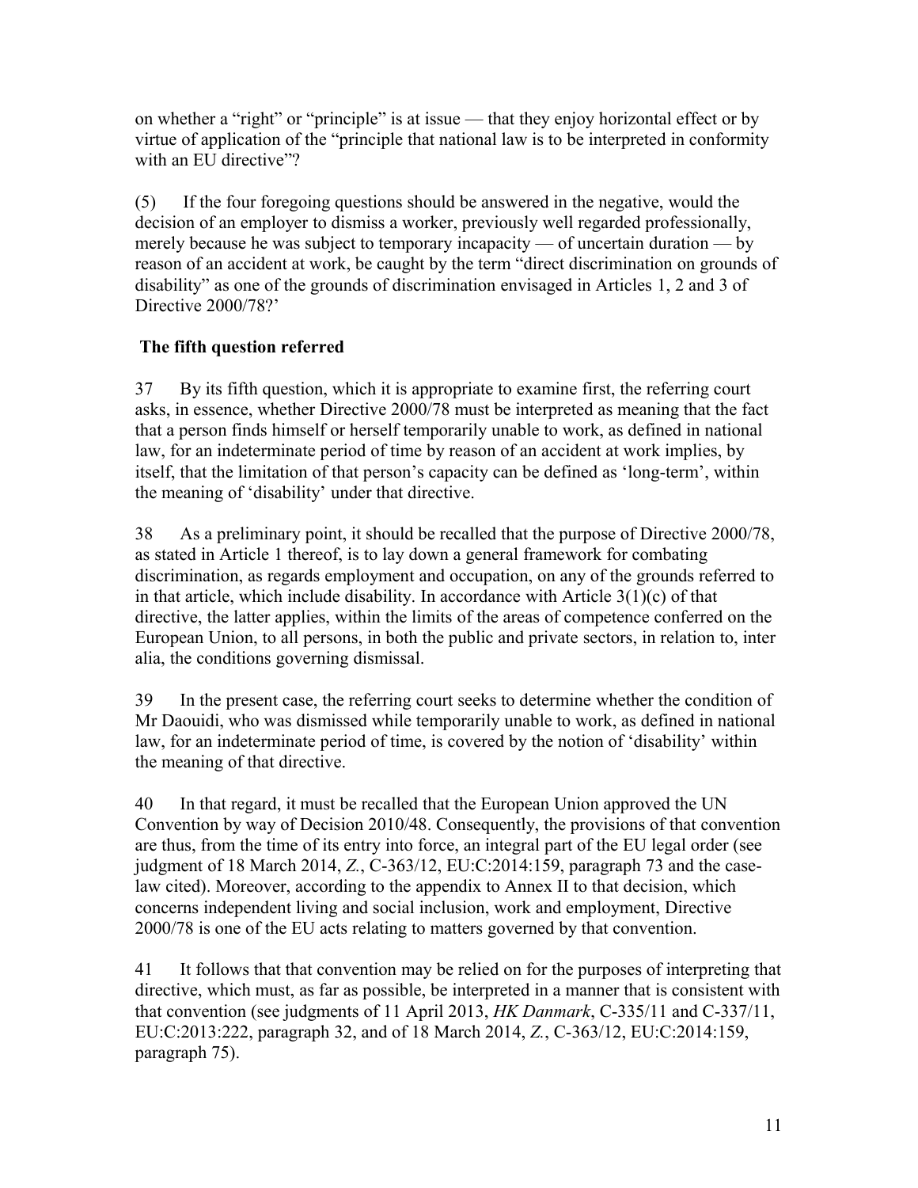on whether a "right" or "principle" is at issue — that they enjoy horizontal effect or by virtue of application of the "principle that national law is to be interpreted in conformity with an EU directive"?

(5) If the four foregoing questions should be answered in the negative, would the decision of an employer to dismiss a worker, previously well regarded professionally, merely because he was subject to temporary incapacity — of uncertain duration — by reason of an accident at work, be caught by the term "direct discrimination on grounds of disability" as one of the grounds of discrimination envisaged in Articles 1, 2 and 3 of Directive 2000/78?'

**The fifth question referred**

37 By its fifth question, which it is appropriate to examine first, the referring court asks, in essence, whether Directive 2000/78 must be interpreted as meaning that the fact that a person finds himself or herself temporarily unable to work, as defined in national law, for an indeterminate period of time by reason of an accident at work implies, by itself, that the limitation of that person's capacity can be defined as 'long-term', within the meaning of 'disability' under that directive.

38 As a preliminary point, it should be recalled that the purpose of Directive 2000/78, as stated in Article 1 thereof, is to lay down a general framework for combating discrimination, as regards employment and occupation, on any of the grounds referred to in that article, which include disability. In accordance with Article 3(1)(c) of that directive, the latter applies, within the limits of the areas of competence conferred on the European Union, to all persons, in both the public and private sectors, in relation to, inter alia, the conditions governing dismissal.

39 In the present case, the referring court seeks to determine whether the condition of Mr Daouidi, who was dismissed while temporarily unable to work, as defined in national law, for an indeterminate period of time, is covered by the notion of 'disability' within the meaning of that directive.

40 In that regard, it must be recalled that the European Union approved the UN Convention by way of Decision 2010/48. Consequently, the provisions of that convention are thus, from the time of its entry into force, an integral part of the EU legal order (see judgment of 18 March 2014, *Z.*, C-363/12, EU:C:2014:159, paragraph 73 and the case-law cited). Moreover, according to the appendix to Annex II to that decision, which concerns independent living and social inclusion, work and employment, Directive 2000/78 is one of the EU acts relating to matters governed by that convention.

41 It follows that that convention may be relied on for the purposes of interpreting that directive, which must, as far as possible, be interpreted in a manner that is consistent with that convention (see judgments of 11 April 2013, *HK Danmark*, C-335/11 and C-337/11, EU:C:2013:222, paragraph 32, and of 18 March 2014, *Z.*, C-363/12, EU:C:2014:159, paragraph 75).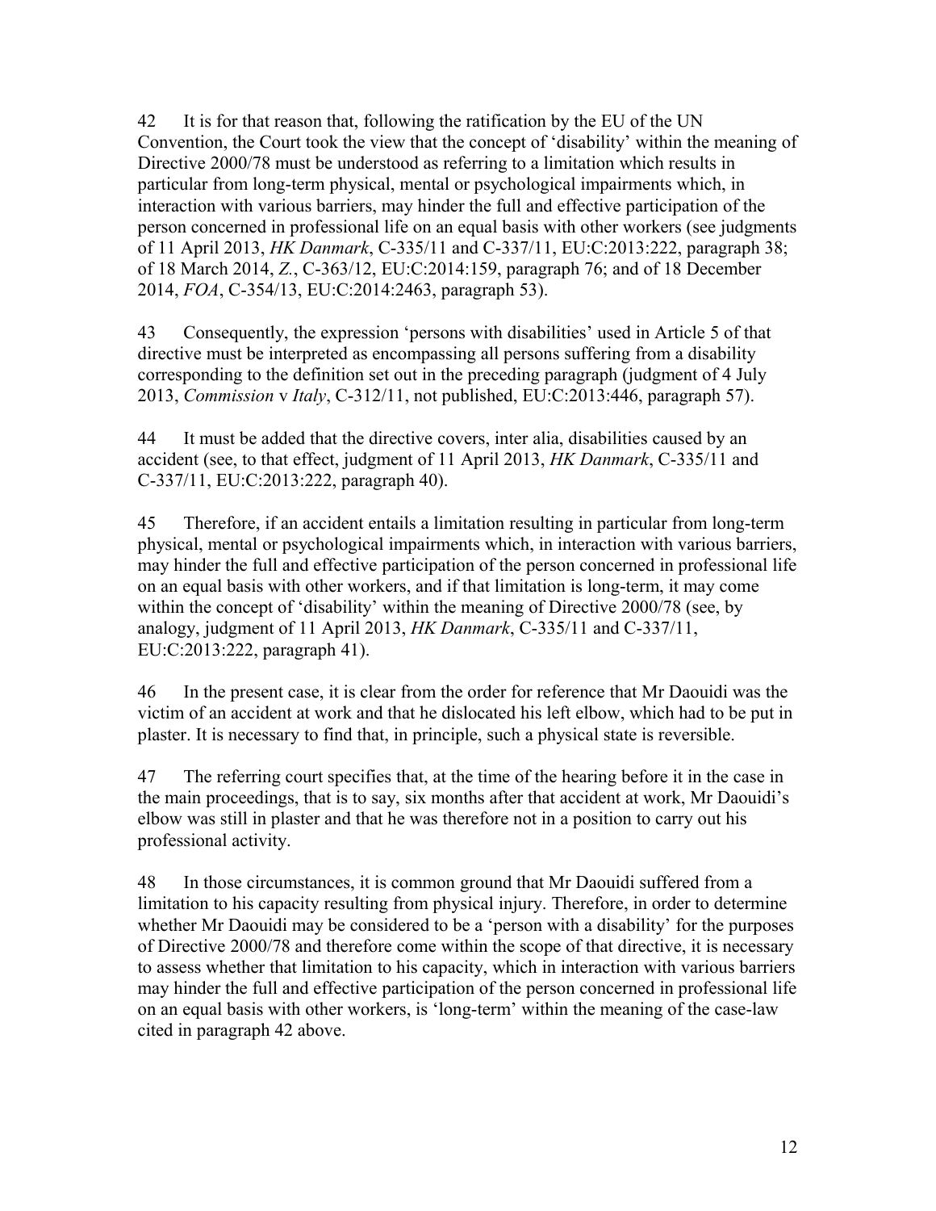42 It is for that reason that, following the ratification by the EU of the UN Convention, the Court took the view that the concept of 'disability' within the meaning of Directive 2000/78 must be understood as referring to a limitation which results in particular from long-term physical, mental or psychological impairments which, in interaction with various barriers, may hinder the full and effective participation of the person concerned in professional life on an equal basis with other workers (see judgments of 11 April 2013, *HK Danmark*, C-335/11 and C-337/11, EU:C:2013:222, paragraph 38; of 18 March 2014, *Z.*, C-363/12, EU:C:2014:159, paragraph 76; and of 18 December 2014, *FOA*, C-354/13, EU:C:2014:2463, paragraph 53).

43 Consequently, the expression 'persons with disabilities' used in Article 5 of that directive must be interpreted as encompassing all persons suffering from a disability corresponding to the definition set out in the preceding paragraph (judgment of 4 July 2013, *Commission* v *Italy*, C-312/11, not published, EU:C:2013:446, paragraph 57).

44 It must be added that the directive covers, inter alia, disabilities caused by an accident (see, to that effect, judgment of 11 April 2013, *HK Danmark*, C-335/11 and C-337/11, EU:C:2013:222, paragraph 40).

45 Therefore, if an accident entails a limitation resulting in particular from long-term physical, mental or psychological impairments which, in interaction with various barriers, may hinder the full and effective participation of the person concerned in professional life on an equal basis with other workers, and if that limitation is long-term, it may come within the concept of 'disability' within the meaning of Directive 2000/78 (see, by analogy, judgment of 11 April 2013, *HK Danmark*, C-335/11 and C-337/11, EU:C:2013:222, paragraph 41).

46 In the present case, it is clear from the order for reference that Mr Daouidi was the victim of an accident at work and that he dislocated his left elbow, which had to be put in plaster. It is necessary to find that, in principle, such a physical state is reversible.

47 The referring court specifies that, at the time of the hearing before it in the case in the main proceedings, that is to say, six months after that accident at work, Mr Daouidi's elbow was still in plaster and that he was therefore not in a position to carry out his professional activity.

48 In those circumstances, it is common ground that Mr Daouidi suffered from a limitation to his capacity resulting from physical injury. Therefore, in order to determine whether Mr Daouidi may be considered to be a 'person with a disability' for the purposes of Directive 2000/78 and therefore come within the scope of that directive, it is necessary to assess whether that limitation to his capacity, which in interaction with various barriers may hinder the full and effective participation of the person concerned in professional life on an equal basis with other workers, is 'long-term' within the meaning of the case-law cited in paragraph 42 above.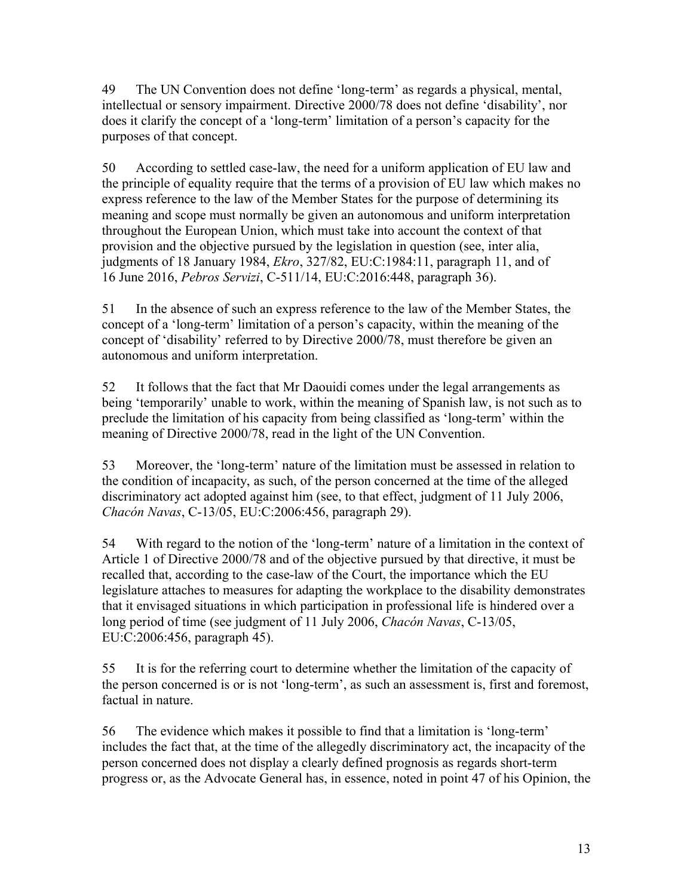49 The UN Convention does not define 'long-term' as regards a physical, mental, intellectual or sensory impairment. Directive 2000/78 does not define 'disability', nor does it clarify the concept of a 'long-term' limitation of a person's capacity for the purposes of that concept.

50 According to settled case-law, the need for a uniform application of EU law and the principle of equality require that the terms of a provision of EU law which makes no express reference to the law of the Member States for the purpose of determining its meaning and scope must normally be given an autonomous and uniform interpretation throughout the European Union, which must take into account the context of that provision and the objective pursued by the legislation in question (see, inter alia, judgments of 18 January 1984, *Ekro*, 327/82, EU:C:1984:11, paragraph 11, and of 16 June 2016, *Pebros Servizi*, C‑511/14, EU:C:2016:448, paragraph 36).

51 In the absence of such an express reference to the law of the Member States, the concept of a 'long-term' limitation of a person's capacity, within the meaning of the concept of 'disability' referred to by Directive 2000/78, must therefore be given an autonomous and uniform interpretation.

52 It follows that the fact that Mr Daouidi comes under the legal arrangements as being 'temporarily' unable to work, within the meaning of Spanish law, is not such as to preclude the limitation of his capacity from being classified as 'long-term' within the meaning of Directive 2000/78, read in the light of the UN Convention.

53 Moreover, the 'long-term' nature of the limitation must be assessed in relation to the condition of incapacity, as such, of the person concerned at the time of the alleged discriminatory act adopted against him (see, to that effect, judgment of 11 July 2006, *Chacón Navas*, C‑13/05, EU:C:2006:456, paragraph 29).

54 With regard to the notion of the 'long-term' nature of a limitation in the context of Article 1 of Directive 2000/78 and of the objective pursued by that directive, it must be recalled that, according to the case-law of the Court, the importance which the EU legislature attaches to measures for adapting the workplace to the disability demonstrates that it envisaged situations in which participation in professional life is hindered over a long period of time (see judgment of 11 July 2006, *Chacón Navas*, C‑13/05, EU:C:2006:456, paragraph 45).

55 It is for the referring court to determine whether the limitation of the capacity of the person concerned is or is not 'long-term', as such an assessment is, first and foremost, factual in nature.

56 The evidence which makes it possible to find that a limitation is 'long-term' includes the fact that, at the time of the allegedly discriminatory act, the incapacity of the person concerned does not display a clearly defined prognosis as regards short-term progress or, as the Advocate General has, in essence, noted in point 47 of his Opinion, the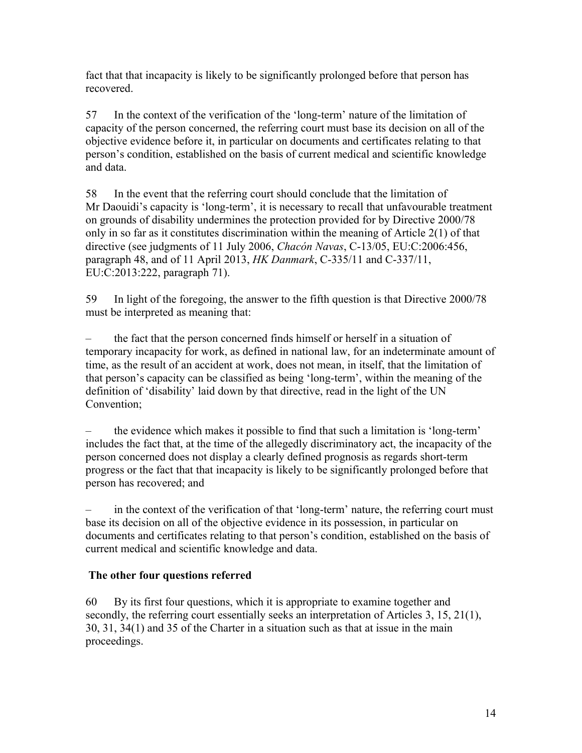fact that that incapacity is likely to be significantly prolonged before that person has recovered.

57 In the context of the verification of the 'long-term' nature of the limitation of capacity of the person concerned, the referring court must base its decision on all of the objective evidence before it, in particular on documents and certificates relating to that person's condition, established on the basis of current medical and scientific knowledge and data.

58 In the event that the referring court should conclude that the limitation of Mr Daouidi's capacity is 'long-term', it is necessary to recall that unfavourable treatment on grounds of disability undermines the protection provided for by Directive 2000/78 only in so far as it constitutes discrimination within the meaning of Article 2(1) of that directive (see judgments of 11 July 2006, *Chacón Navas*, C-13/05, EU:C:2006:456, paragraph 48, and of 11 April 2013, *HK Danmark*, C-335/11 and C-337/11, EU:C:2013:222, paragraph 71).

59 In light of the foregoing, the answer to the fifth question is that Directive 2000/78 must be interpreted as meaning that:

– the fact that the person concerned finds himself or herself in a situation of temporary incapacity for work, as defined in national law, for an indeterminate amount of time, as the result of an accident at work, does not mean, in itself, that the limitation of that person's capacity can be classified as being 'long-term', within the meaning of the definition of 'disability' laid down by that directive, read in the light of the UN Convention;

– the evidence which makes it possible to find that such a limitation is 'long-term' includes the fact that, at the time of the allegedly discriminatory act, the incapacity of the person concerned does not display a clearly defined prognosis as regards short-term progress or the fact that that incapacity is likely to be significantly prolonged before that person has recovered; and

– in the context of the verification of that 'long-term' nature, the referring court must base its decision on all of the objective evidence in its possession, in particular on documents and certificates relating to that person's condition, established on the basis of current medical and scientific knowledge and data.

**The other four questions referred**

60 By its first four questions, which it is appropriate to examine together and secondly, the referring court essentially seeks an interpretation of Articles 3, 15, 21(1), 30, 31, 34(1) and 35 of the Charter in a situation such as that at issue in the main proceedings.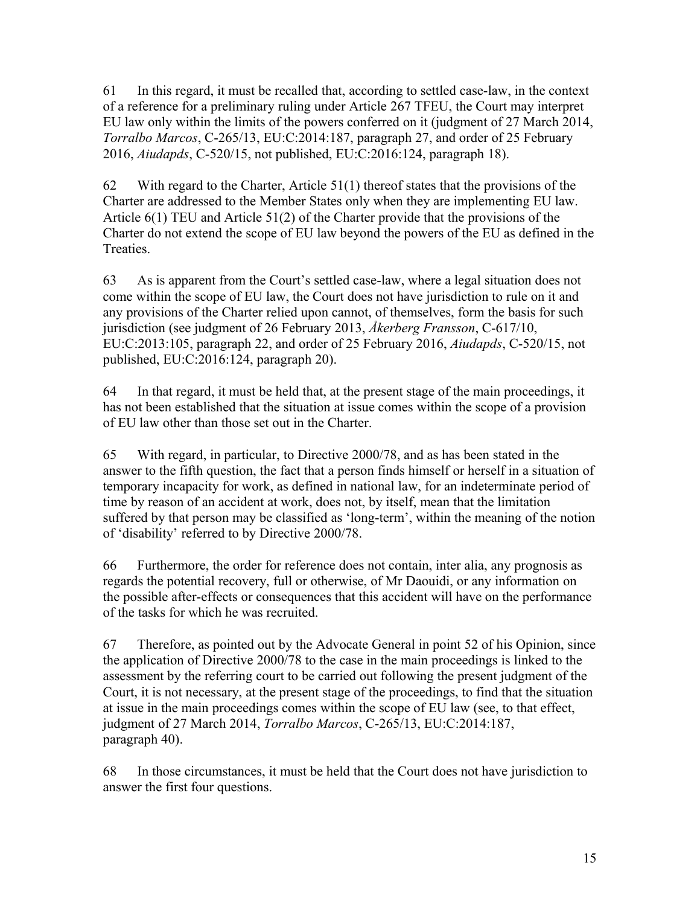61 In this regard, it must be recalled that, according to settled case-law, in the context of a reference for a preliminary ruling under Article 267 TFEU, the Court may interpret EU law only within the limits of the powers conferred on it (judgment of 27 March 2014, *Torralbo Marcos*, C-265/13, EU:C:2014:187, paragraph 27, and order of 25 February 2016, *Aiudapds*, C-520/15, not published, EU:C:2016:124, paragraph 18).

62 With regard to the Charter, Article 51(1) thereof states that the provisions of the Charter are addressed to the Member States only when they are implementing EU law. Article 6(1) TEU and Article 51(2) of the Charter provide that the provisions of the Charter do not extend the scope of EU law beyond the powers of the EU as defined in the Treaties.

63 As is apparent from the Court's settled case-law, where a legal situation does not come within the scope of EU law, the Court does not have jurisdiction to rule on it and any provisions of the Charter relied upon cannot, of themselves, form the basis for such jurisdiction (see judgment of 26 February 2013, *Åkerberg Fransson*, C-617/10, EU:C:2013:105, paragraph 22, and order of 25 February 2016, *Aiudapds*, C-520/15, not published, EU:C:2016:124, paragraph 20).

64 In that regard, it must be held that, at the present stage of the main proceedings, it has not been established that the situation at issue comes within the scope of a provision of EU law other than those set out in the Charter.

65 With regard, in particular, to Directive 2000/78, and as has been stated in the answer to the fifth question, the fact that a person finds himself or herself in a situation of temporary incapacity for work, as defined in national law, for an indeterminate period of time by reason of an accident at work, does not, by itself, mean that the limitation suffered by that person may be classified as 'long-term', within the meaning of the notion of 'disability' referred to by Directive 2000/78.

66 Furthermore, the order for reference does not contain, inter alia, any prognosis as regards the potential recovery, full or otherwise, of Mr Daouidi, or any information on the possible after-effects or consequences that this accident will have on the performance of the tasks for which he was recruited.

67 Therefore, as pointed out by the Advocate General in point 52 of his Opinion, since the application of Directive 2000/78 to the case in the main proceedings is linked to the assessment by the referring court to be carried out following the present judgment of the Court, it is not necessary, at the present stage of the proceedings, to find that the situation at issue in the main proceedings comes within the scope of EU law (see, to that effect, judgment of 27 March 2014, *Torralbo Marcos*, C-265/13, EU:C:2014:187, paragraph 40).

68 In those circumstances, it must be held that the Court does not have jurisdiction to answer the first four questions.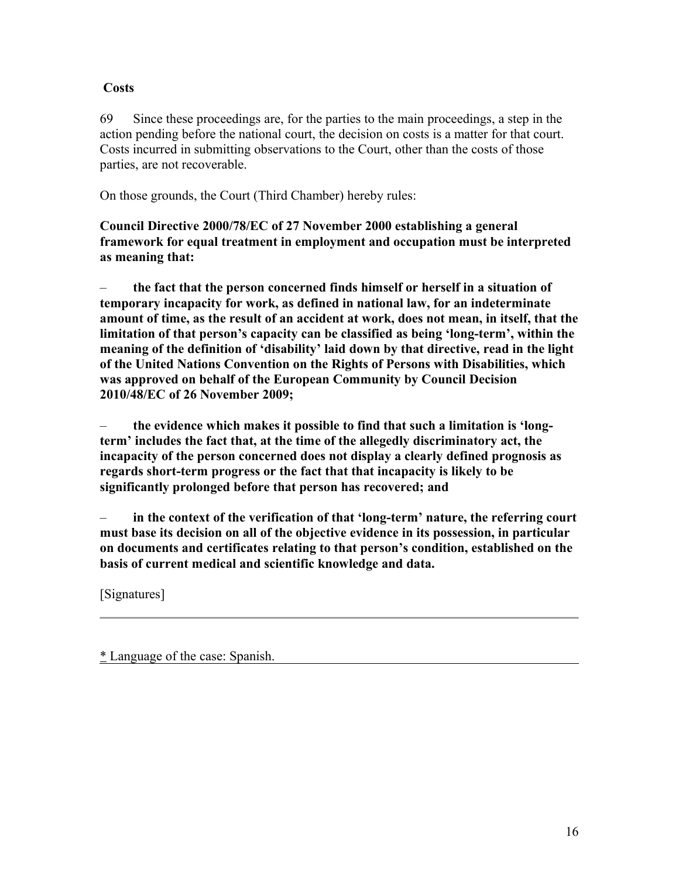## Costs

69 Since these proceedings are, for the parties to the main proceedings, a step in the action pending before the national court, the decision on costs is a matter for that court. Costs incurred in submitting observations to the Court, other than the costs of those parties, are not recoverable.

On those grounds, the Court (Third Chamber) hereby rules:

**Council Directive 2000/78/EC of 27 November 2000 establishing a general framework for equal treatment in employment and occupation must be interpreted as meaning that:**

– **the fact that the person concerned finds himself or herself in a situation of temporary incapacity for work, as defined in national law, for an indeterminate amount of time, as the result of an accident at work, does not mean, in itself, that the limitation of that person's capacity can be classified as being 'long-term', within the meaning of the definition of 'disability' laid down by that directive, read in the light of the United Nations Convention on the Rights of Persons with Disabilities, which was approved on behalf of the European Community by Council Decision 2010/48/EC of 26 November 2009;**

– **the evidence which makes it possible to find that such a limitation is 'long-term' includes the fact that, at the time of the allegedly discriminatory act, the incapacity of the person concerned does not display a clearly defined prognosis as regards short-term progress or the fact that that incapacity is likely to be significantly prolonged before that person has recovered; and**

– **in the context of the verification of that 'long-term' nature, the referring court must base its decision on all of the objective evidence in its possession, in particular on documents and certificates relating to that person's condition, established on the basis of current medical and scientific knowledge and data.**

[Signatures]

---

* Language of the case: Spanish.